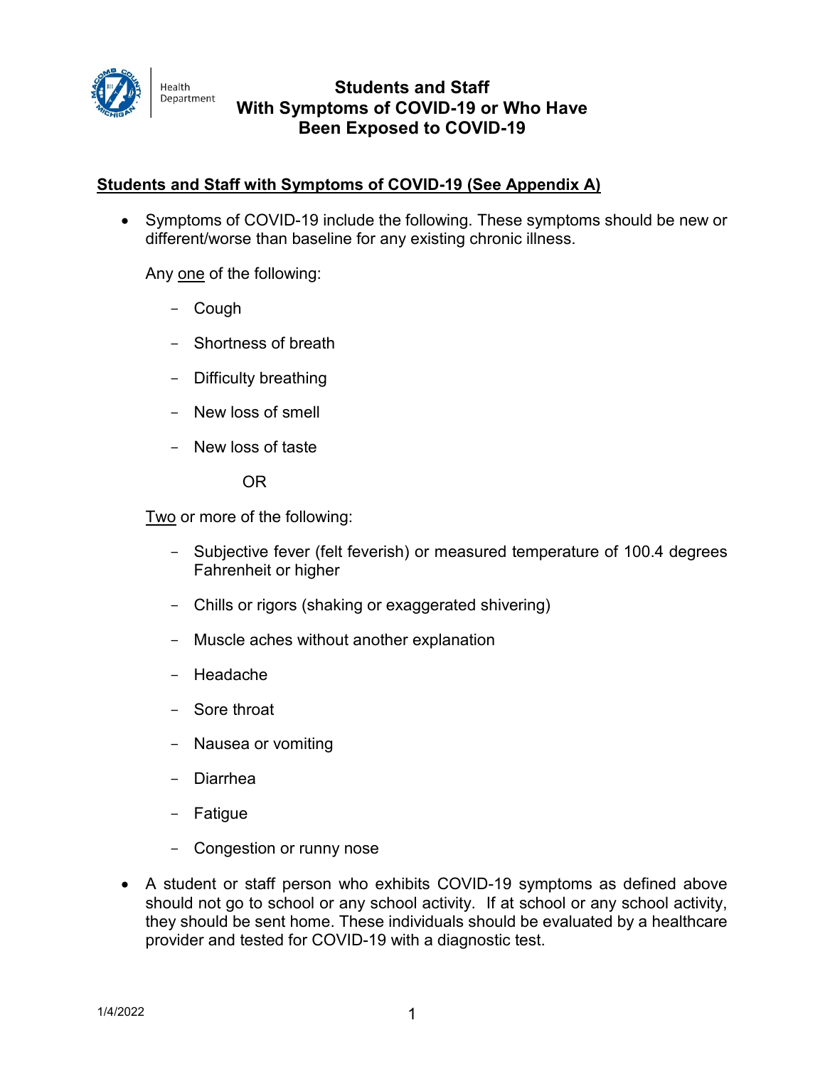Health Department

# Students and Staff With Symptoms of COVID-19 or Who Have Been Exposed to COVID-19

## Students and Staff with Symptoms of COVID-19 (See Appendix A)

- Symptoms of COVID-19 include the following. These symptoms should be new or different/worse than baseline for any existing chronic illness.

  Any one of the following:

  - Cough
  - Shortness of breath
  - Difficulty breathing
  - New loss of smell
  - New loss of taste

  OR

  Two or more of the following:

  - Subjective fever (felt feverish) or measured temperature of 100.4 degrees Fahrenheit or higher
  - Chills or rigors (shaking or exaggerated shivering)
  - Muscle aches without another explanation
  - Headache
  - Sore throat
  - Nausea or vomiting
  - Diarrhea
  - Fatigue
  - Congestion or runny nose

- A student or staff person who exhibits COVID-19 symptoms as defined above should not go to school or any school activity. If at school or any school activity, they should be sent home. These individuals should be evaluated by a healthcare provider and tested for COVID-19 with a diagnostic test.

1/4/2022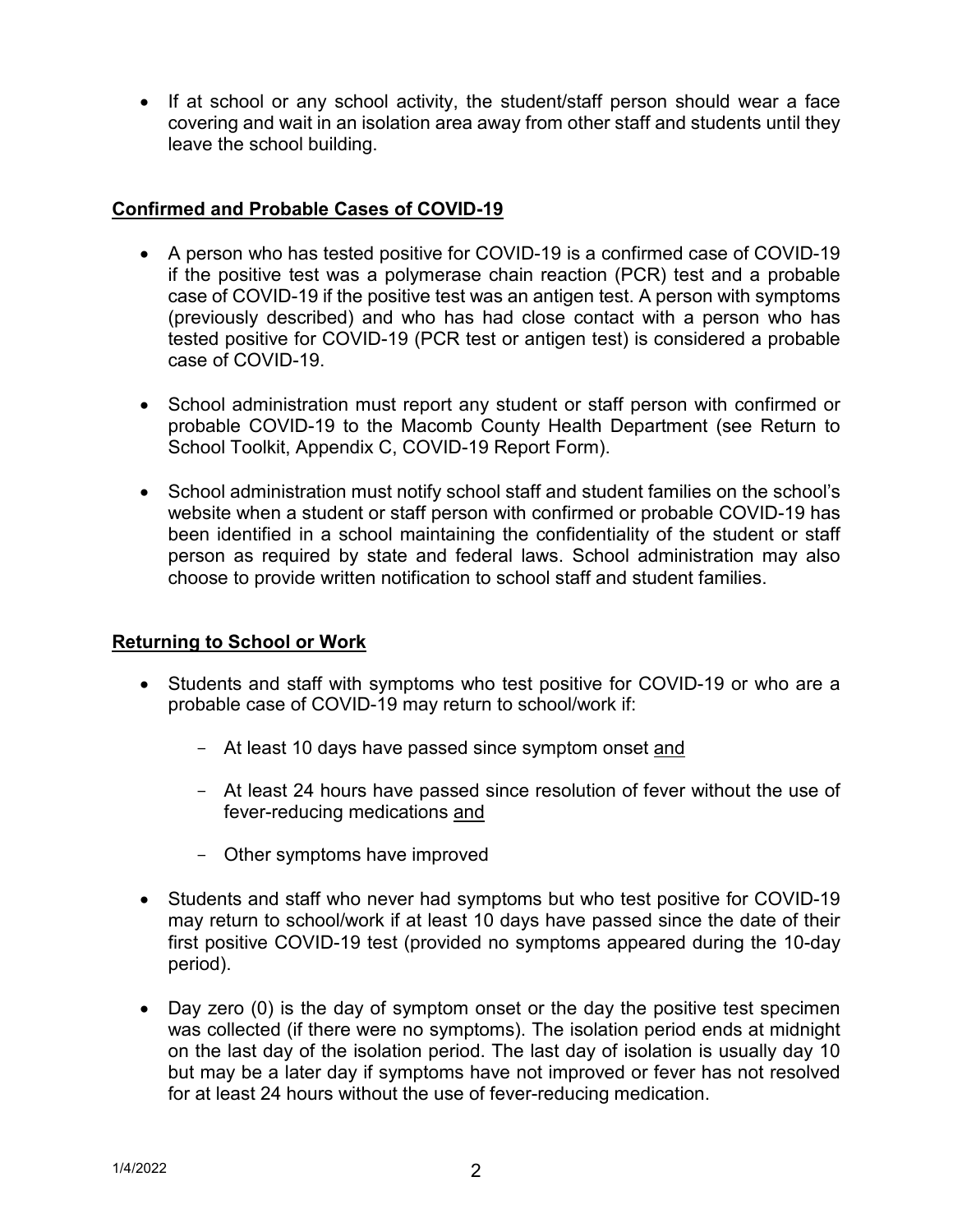- If at school or any school activity, the student/staff person should wear a face covering and wait in an isolation area away from other staff and students until they leave the school building.

## Confirmed and Probable Cases of COVID-19

- A person who has tested positive for COVID-19 is a confirmed case of COVID-19 if the positive test was a polymerase chain reaction (PCR) test and a probable case of COVID-19 if the positive test was an antigen test. A person with symptoms (previously described) and who has had close contact with a person who has tested positive for COVID-19 (PCR test or antigen test) is considered a probable case of COVID-19.

- School administration must report any student or staff person with confirmed or probable COVID-19 to the Macomb County Health Department (see Return to School Toolkit, Appendix C, COVID-19 Report Form).

- School administration must notify school staff and student families on the school's website when a student or staff person with confirmed or probable COVID-19 has been identified in a school maintaining the confidentiality of the student or staff person as required by state and federal laws. School administration may also choose to provide written notification to school staff and student families.

## Returning to School or Work

- Students and staff with symptoms who test positive for COVID-19 or who are a probable case of COVID-19 may return to school/work if:
  - At least 10 days have passed since symptom onset <u>and</u>
  - At least 24 hours have passed since resolution of fever without the use of fever-reducing medications <u>and</u>
  - Other symptoms have improved

- Students and staff who never had symptoms but who test positive for COVID-19 may return to school/work if at least 10 days have passed since the date of their first positive COVID-19 test (provided no symptoms appeared during the 10-day period).

- Day zero (0) is the day of symptom onset or the day the positive test specimen was collected (if there were no symptoms). The isolation period ends at midnight on the last day of the isolation period. The last day of isolation is usually day 10 but may be a later day if symptoms have not improved or fever has not resolved for at least 24 hours without the use of fever-reducing medication.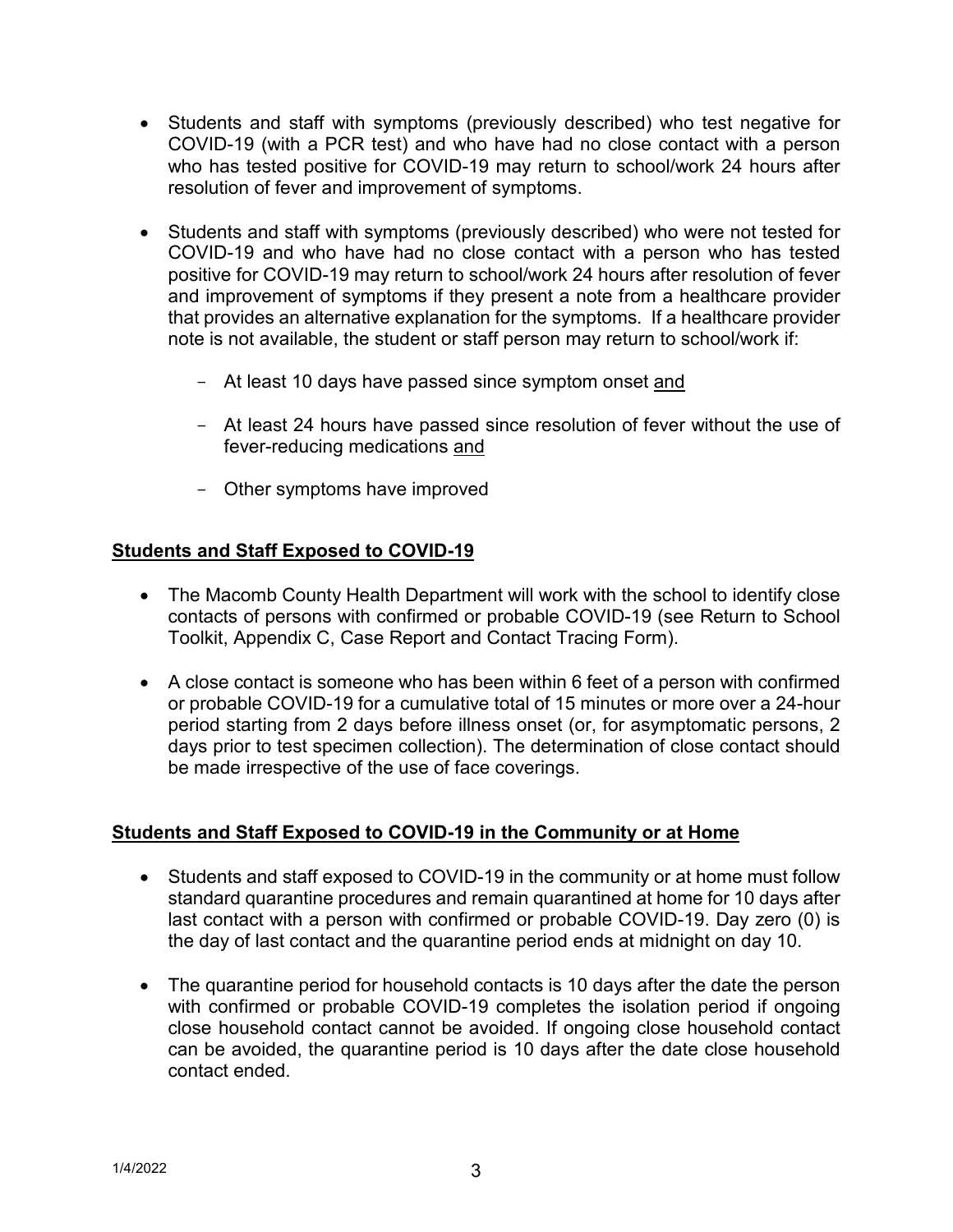- Students and staff with symptoms (previously described) who test negative for COVID-19 (with a PCR test) and who have had no close contact with a person who has tested positive for COVID-19 may return to school/work 24 hours after resolution of fever and improvement of symptoms.

- Students and staff with symptoms (previously described) who were not tested for COVID-19 and who have had no close contact with a person who has tested positive for COVID-19 may return to school/work 24 hours after resolution of fever and improvement of symptoms if they present a note from a healthcare provider that provides an alternative explanation for the symptoms. If a healthcare provider note is not available, the student or staff person may return to school/work if:

  - At least 10 days have passed since symptom onset and
  - At least 24 hours have passed since resolution of fever without the use of fever-reducing medications and
  - Other symptoms have improved

## Students and Staff Exposed to COVID-19

- The Macomb County Health Department will work with the school to identify close contacts of persons with confirmed or probable COVID-19 (see Return to School Toolkit, Appendix C, Case Report and Contact Tracing Form).

- A close contact is someone who has been within 6 feet of a person with confirmed or probable COVID-19 for a cumulative total of 15 minutes or more over a 24-hour period starting from 2 days before illness onset (or, for asymptomatic persons, 2 days prior to test specimen collection). The determination of close contact should be made irrespective of the use of face coverings.

## Students and Staff Exposed to COVID-19 in the Community or at Home

- Students and staff exposed to COVID-19 in the community or at home must follow standard quarantine procedures and remain quarantined at home for 10 days after last contact with a person with confirmed or probable COVID-19. Day zero (0) is the day of last contact and the quarantine period ends at midnight on day 10.

- The quarantine period for household contacts is 10 days after the date the person with confirmed or probable COVID-19 completes the isolation period if ongoing close household contact cannot be avoided. If ongoing close household contact can be avoided, the quarantine period is 10 days after the date close household contact ended.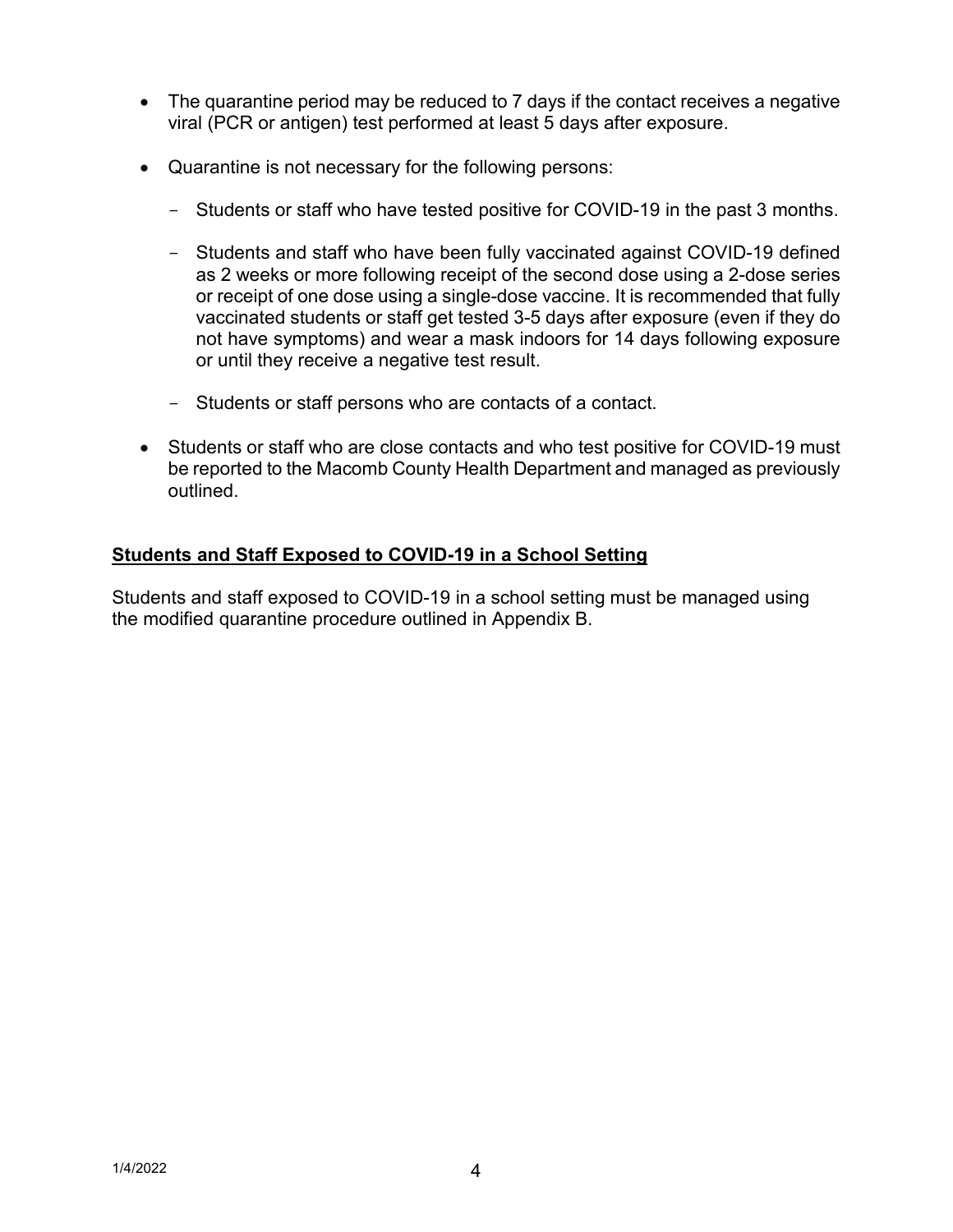- The quarantine period may be reduced to 7 days if the contact receives a negative viral (PCR or antigen) test performed at least 5 days after exposure.

- Quarantine is not necessary for the following persons:

  - Students or staff who have tested positive for COVID-19 in the past 3 months.

  - Students and staff who have been fully vaccinated against COVID-19 defined as 2 weeks or more following receipt of the second dose using a 2-dose series or receipt of one dose using a single-dose vaccine. It is recommended that fully vaccinated students or staff get tested 3-5 days after exposure (even if they do not have symptoms) and wear a mask indoors for 14 days following exposure or until they receive a negative test result.

  - Students or staff persons who are contacts of a contact.

- Students or staff who are close contacts and who test positive for COVID-19 must be reported to the Macomb County Health Department and managed as previously outlined.

**Students and Staff Exposed to COVID-19 in a School Setting**

Students and staff exposed to COVID-19 in a school setting must be managed using the modified quarantine procedure outlined in Appendix B.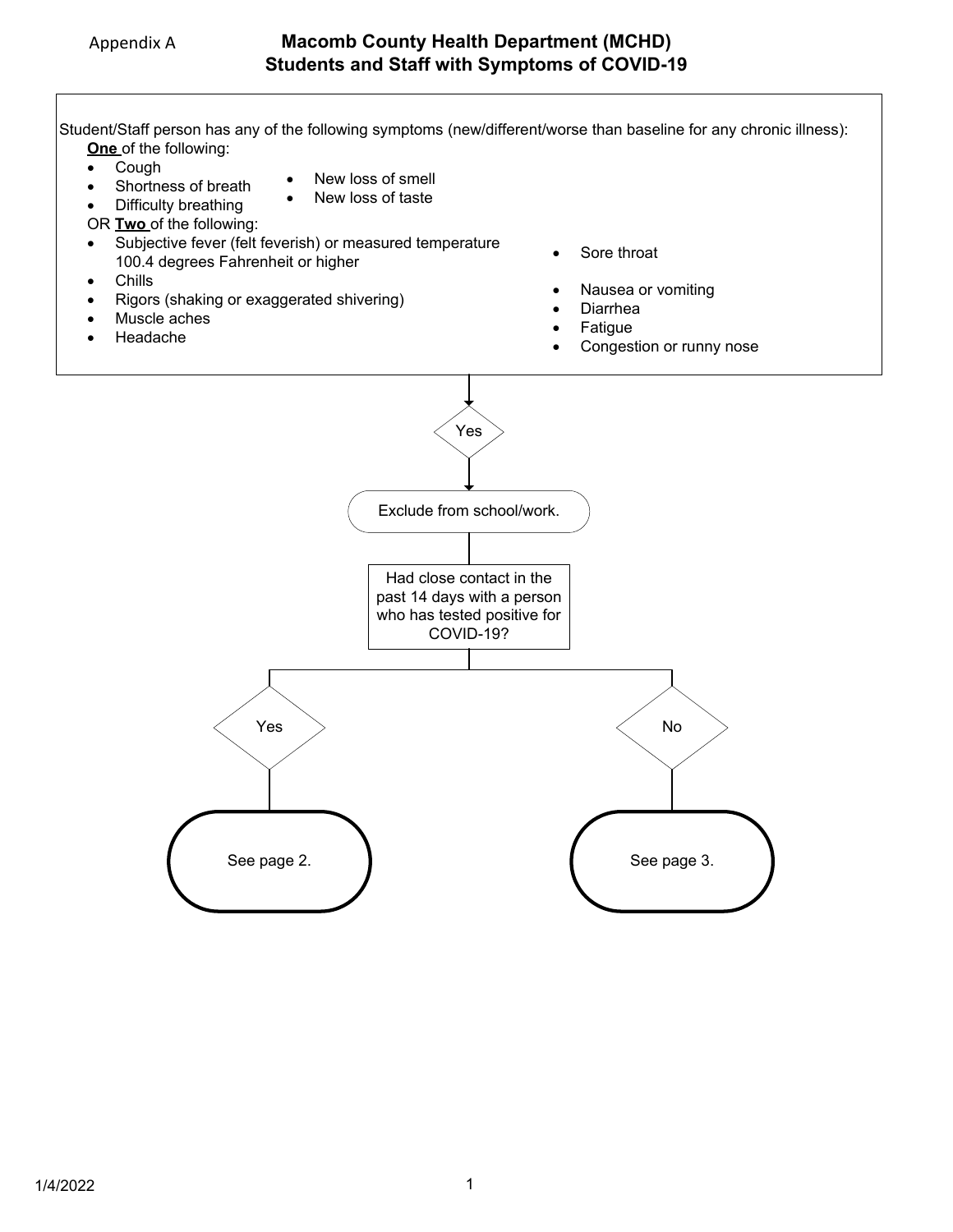Appendix A

# Macomb County Health Department (MCHD)
## Students and Staff with Symptoms of COVID-19

Student/Staff person has any of the following symptoms (new/different/worse than baseline for any chronic illness):

**One** of the following:

- Cough
- Shortness of breath
- Difficulty breathing
- New loss of smell
- New loss of taste

OR **Two** of the following:

- Subjective fever (felt feverish) or measured temperature 100.4 degrees Fahrenheit or higher
- Chills
- Rigors (shaking or exaggerated shivering)
- Muscle aches
- Headache
- Sore throat
- Nausea or vomiting
- Diarrhea
- Fatigue
- Congestion or runny nose

↓

**Yes**

↓

Exclude from school/work.

↓

Had close contact in the past 14 days with a person who has tested positive for COVID-19?

- **Yes** → See page 2.
- **No** → See page 3.

1/4/2022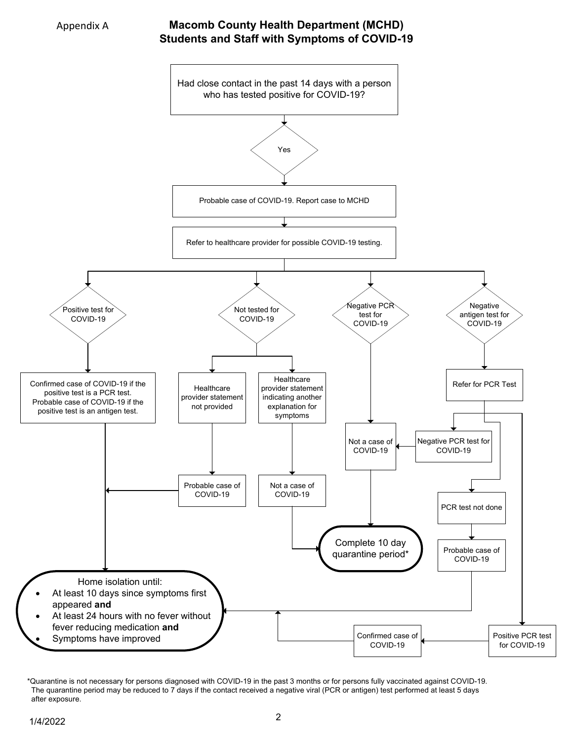Appendix A

# Macomb County Health Department (MCHD)
## Students and Staff with Symptoms of COVID-19

Had close contact in the past 14 days with a person who has tested positive for COVID-19?

Yes

Probable case of COVID-19. Report case to MCHD

Refer to healthcare provider for possible COVID-19 testing.

**Positive test for COVID-19**
- Confirmed case of COVID-19 if the positive test is a PCR test. Probable case of COVID-19 if the positive test is an antigen test. → Home isolation

**Not tested for COVID-19**
- Healthcare provider statement not provided → Probable case of COVID-19 → Home isolation
- Healthcare provider statement indicating another explanation for symptoms → Not a case of COVID-19 → Complete 10 day quarantine period*

**Negative PCR test for COVID-19**
- Not a case of COVID-19 → Complete 10 day quarantine period*

**Negative antigen test for COVID-19**
- Refer for PCR Test
  - Negative PCR test for COVID-19 → Not a case of COVID-19 → Complete 10 day quarantine period*
  - PCR test not done → Probable case of COVID-19 → Home isolation
  - Positive PCR test for COVID-19 → Confirmed case of COVID-19 → Home isolation

Home isolation until:
- At least 10 days since symptoms first appeared **and**
- At least 24 hours with no fever without fever reducing medication **and**
- Symptoms have improved

Complete 10 day quarantine period*

*Quarantine is not necessary for persons diagnosed with COVID-19 in the past 3 months or for persons fully vaccinated against COVID-19. The quarantine period may be reduced to 7 days if the contact received a negative viral (PCR or antigen) test performed at least 5 days after exposure.

1/4/2022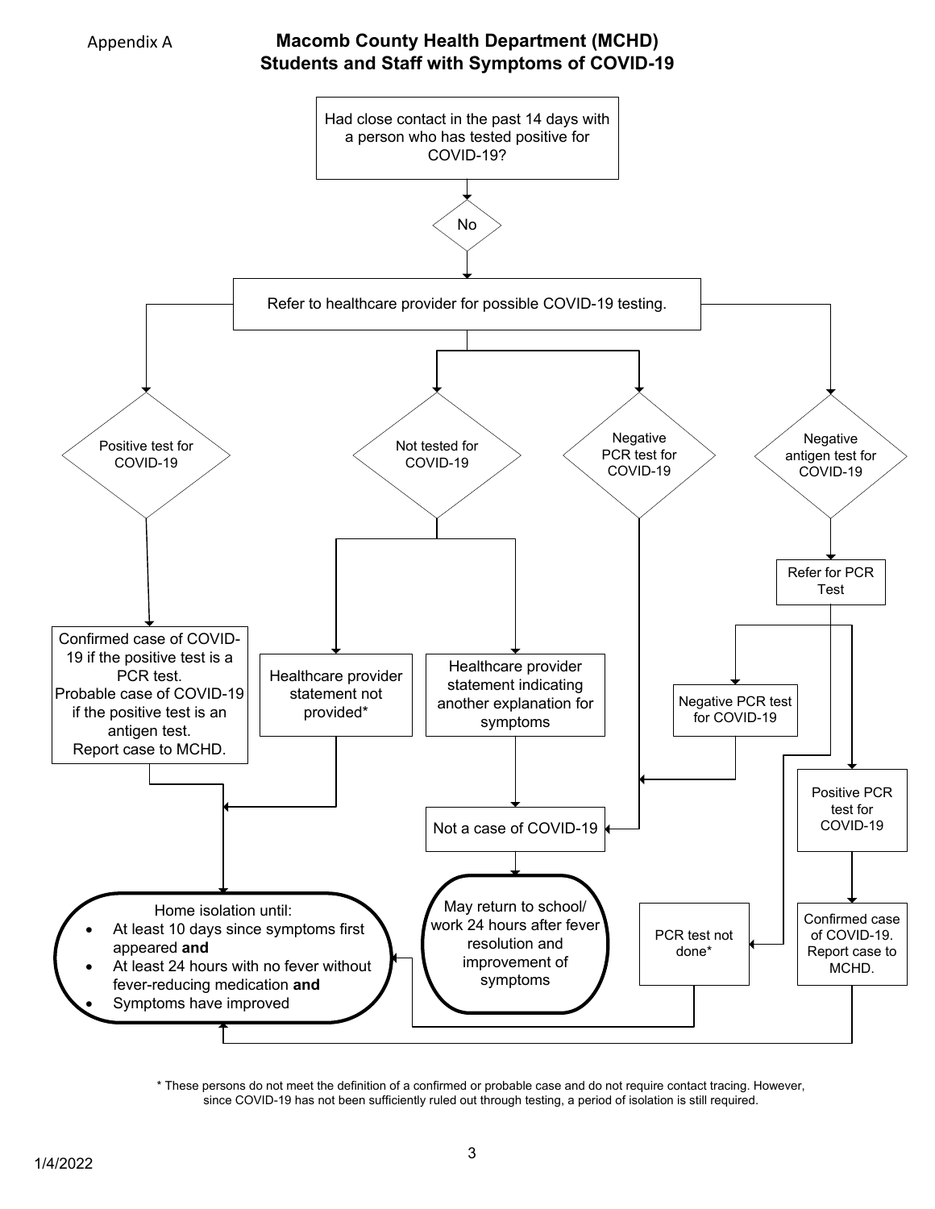Appendix A

# Macomb County Health Department (MCHD)
## Students and Staff with Symptoms of COVID-19

Had close contact in the past 14 days with a person who has tested positive for COVID-19?

No

Refer to healthcare provider for possible COVID-19 testing.

Positive test for COVID-19

Not tested for COVID-19

Negative PCR test for COVID-19

Negative antigen test for COVID-19

Refer for PCR Test

Confirmed case of COVID-19 if the positive test is a PCR test.
Probable case of COVID-19 if the positive test is an antigen test.
Report case to MCHD.

Healthcare provider statement not provided*

Healthcare provider statement indicating another explanation for symptoms

Negative PCR test for COVID-19

Positive PCR test for COVID-19

Not a case of COVID-19

Home isolation until:

- At least 10 days since symptoms first appeared **and**
- At least 24 hours with no fever without fever-reducing medication **and**
- Symptoms have improved

May return to school/ work 24 hours after fever resolution and improvement of symptoms

PCR test not done*

Confirmed case of COVID-19. Report case to MCHD.

\* These persons do not meet the definition of a confirmed or probable case and do not require contact tracing. However, since COVID-19 has not been sufficiently ruled out through testing, a period of isolation is still required.

1/4/2022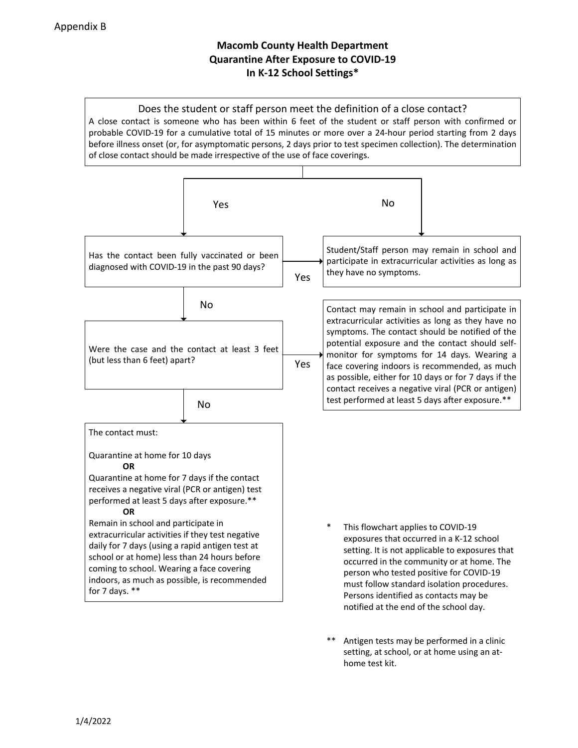Appendix B

**Macomb County Health Department**
**Quarantine After Exposure to COVID-19**
**In K-12 School Settings***

Does the student or staff person meet the definition of a close contact?

A close contact is someone who has been within 6 feet of the student or staff person with confirmed or probable COVID-19 for a cumulative total of 15 minutes or more over a 24-hour period starting from 2 days before illness onset (or, for asymptomatic persons, 2 days prior to test specimen collection). The determination of close contact should be made irrespective of the use of face coverings.

Yes

No

Has the contact been fully vaccinated or been diagnosed with COVID-19 in the past 90 days?

Yes

Student/Staff person may remain in school and participate in extracurricular activities as long as they have no symptoms.

No

Were the case and the contact at least 3 feet (but less than 6 feet) apart?

Yes

Contact may remain in school and participate in extracurricular activities as long as they have no symptoms. The contact should be notified of the potential exposure and the contact should self-monitor for symptoms for 14 days. Wearing a face covering indoors is recommended, as much as possible, either for 10 days or for 7 days if the contact receives a negative viral (PCR or antigen) test performed at least 5 days after exposure.**

No

The contact must:

Quarantine at home for 10 days

**OR**

Quarantine at home for 7 days if the contact receives a negative viral (PCR or antigen) test performed at least 5 days after exposure.**

**OR**

Remain in school and participate in extracurricular activities if they test negative daily for 7 days (using a rapid antigen test at school or at home) less than 24 hours before coming to school. Wearing a face covering indoors, as much as possible, is recommended for 7 days. **

\* This flowchart applies to COVID-19 exposures that occurred in a K-12 school setting. It is not applicable to exposures that occurred in the community or at home. The person who tested positive for COVID-19 must follow standard isolation procedures. Persons identified as contacts may be notified at the end of the school day.

\*\* Antigen tests may be performed in a clinic setting, at school, or at home using an at-home test kit.

1/4/2022